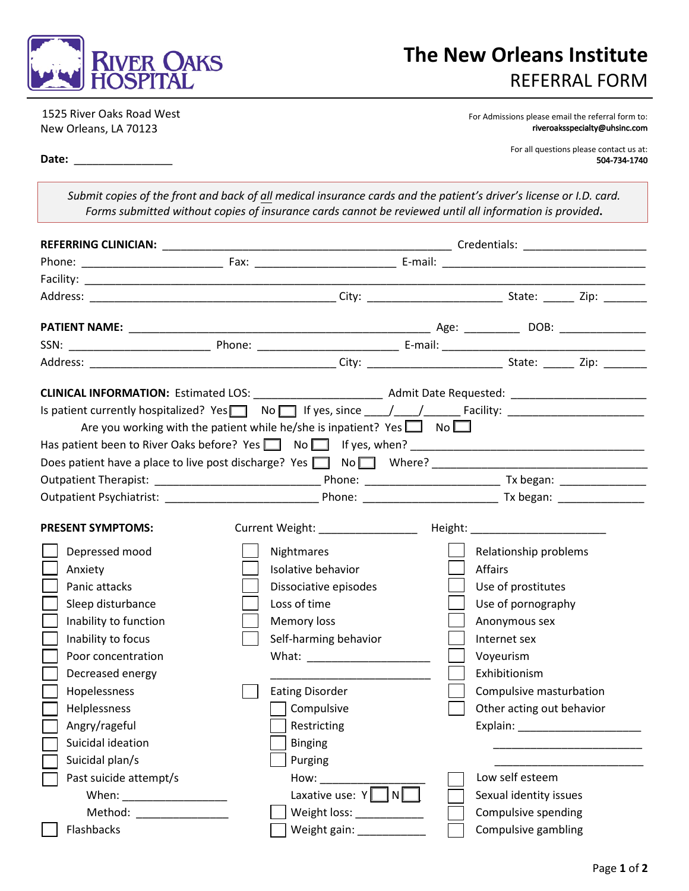RIVER OAKS HOSPITAL

# The New Orleans Institute
## REFERRAL FORM

1525 River Oaks Road West
New Orleans, LA 70123

For Admissions please email the referral form to:
**riveroaksspecialty@uhsinc.com**

For all questions please contact us at:
**504-734-1740**

**Date:** ________________

*Submit copies of the front and back of all medical insurance cards and the patient's driver's license or I.D. card. Forms submitted without copies of insurance cards cannot be reviewed until all information is provided.*

**REFERRING CLINICIAN:** ______________________________ Credentials: ______________
Phone: ______________ Fax: ______________ E-mail: ______________________
Facility: ____________________________________________________________
Address: ____________________________ City: ______________ State: _____ Zip: _______

**PATIENT NAME:** ______________________________ Age: _________ DOB: ______________
SSN: ______________ Phone: ______________ E-mail: ______________________
Address: ____________________________ City: ______________ State: _____ Zip: _______

**CLINICAL INFORMATION:** Estimated LOS: ______________ Admit Date Requested: ______________
Is patient currently hospitalized? Yes ☐ No ☐ If yes, since ____/____/______ Facility: ______________
Are you working with the patient while he/she is inpatient? Yes ☐ No ☐
Has patient been to River Oaks before? Yes ☐ No ☐ If yes, when? ______________________
Does patient have a place to live post discharge? Yes ☐ No ☐ Where? ______________________
Outpatient Therapist: ______________ Phone: ______________ Tx began: ______________
Outpatient Psychiatrist: ______________ Phone: ______________ Tx began: ______________

**PRESENT SYMPTOMS:** Current Weight: ______________ Height: ______________

- ☐ Depressed mood
- ☐ Anxiety
- ☐ Panic attacks
- ☐ Sleep disturbance
- ☐ Inability to function
- ☐ Inability to focus
- ☐ Poor concentration
- ☐ Decreased energy
- ☐ Hopelessness
- ☐ Helplessness
- ☐ Angry/rageful
- ☐ Suicidal ideation
- ☐ Suicidal plan/s
- ☐ Past suicide attempt/s
  - When: ______________
  - Method: ______________
- ☐ Flashbacks

- ☐ Nightmares
- ☐ Isolative behavior
- ☐ Dissociative episodes
- ☐ Loss of time
- ☐ Memory loss
- ☐ Self-harming behavior
  - What: ______________
  - ______________
- ☐ Eating Disorder
  - ☐ Compulsive
  - ☐ Restricting
  - ☐ Binging
  - ☐ Purging
  - How: ______________
  - Laxative use: Y ☐ N ☐
  - ☐ Weight loss: ___________
  - ☐ Weight gain: ___________

- ☐ Relationship problems
- ☐ Affairs
- ☐ Use of prostitutes
- ☐ Use of pornography
- ☐ Anonymous sex
- ☐ Internet sex
- ☐ Voyeurism
- ☐ Exhibitionism
- ☐ Compulsive masturbation
- ☐ Other acting out behavior
  - Explain: ______________
  - ______________
  - ______________
- ☐ Low self esteem
- ☐ Sexual identity issues
- ☐ Compulsive spending
- ☐ Compulsive gambling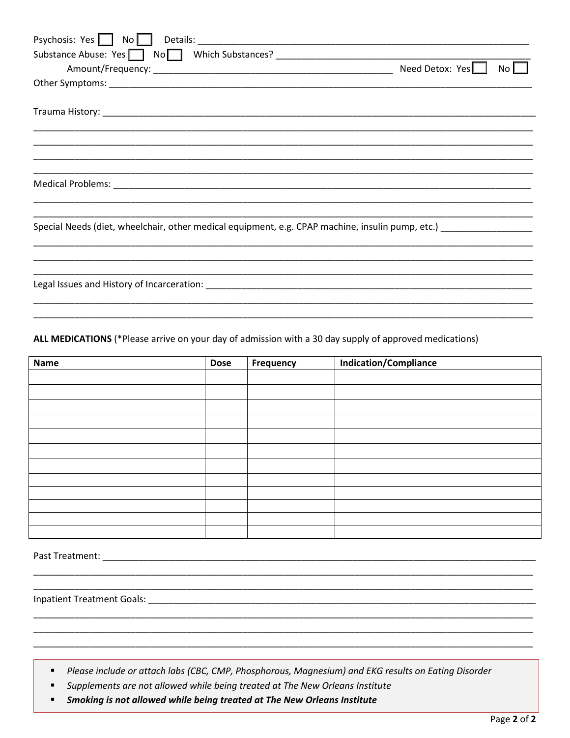Psychosis: Yes ☐ No ☐ Details: ______________________________________________________________

Substance Abuse: Yes ☐ No ☐ Which Substances? ___________________________________________

Amount/Frequency: _____________________________________________ Need Detox: Yes ☐ No ☐

Other Symptoms: _______________________________________________________________________________

Trauma History: ________________________________________________________________________________

_______________________________________________________________________________________________

_______________________________________________________________________________________________

_______________________________________________________________________________________________

_______________________________________________________________________________________________

Medical Problems: ______________________________________________________________________________

_______________________________________________________________________________________________

_______________________________________________________________________________________________

Special Needs (diet, wheelchair, other medical equipment, e.g. CPAP machine, insulin pump, etc.) _________________

_______________________________________________________________________________________________

_______________________________________________________________________________________________

_______________________________________________________________________________________________

Legal Issues and History of Incarceration: ___________________________________________________________

_______________________________________________________________________________________________

_______________________________________________________________________________________________

**ALL MEDICATIONS** (*Please arrive on your day of admission with a 30 day supply of approved medications)

| Name | Dose | Frequency | Indication/Compliance |
|---|---|---|---|
| | | | |
| | | | |
| | | | |
| | | | |
| | | | |
| | | | |
| | | | |
| | | | |
| | | | |
| | | | |
| | | | |
| | | | |

Past Treatment: ________________________________________________________________________________

_______________________________________________________________________________________________

_______________________________________________________________________________________________

Inpatient Treatment Goals: _______________________________________________________________________

_______________________________________________________________________________________________

_______________________________________________________________________________________________

_______________________________________________________________________________________________

- *Please include or attach labs (CBC, CMP, Phosphorous, Magnesium) and EKG results on Eating Disorder*
- *Supplements are not allowed while being treated at The New Orleans Institute*
- ***Smoking is not allowed while being treated at The New Orleans Institute***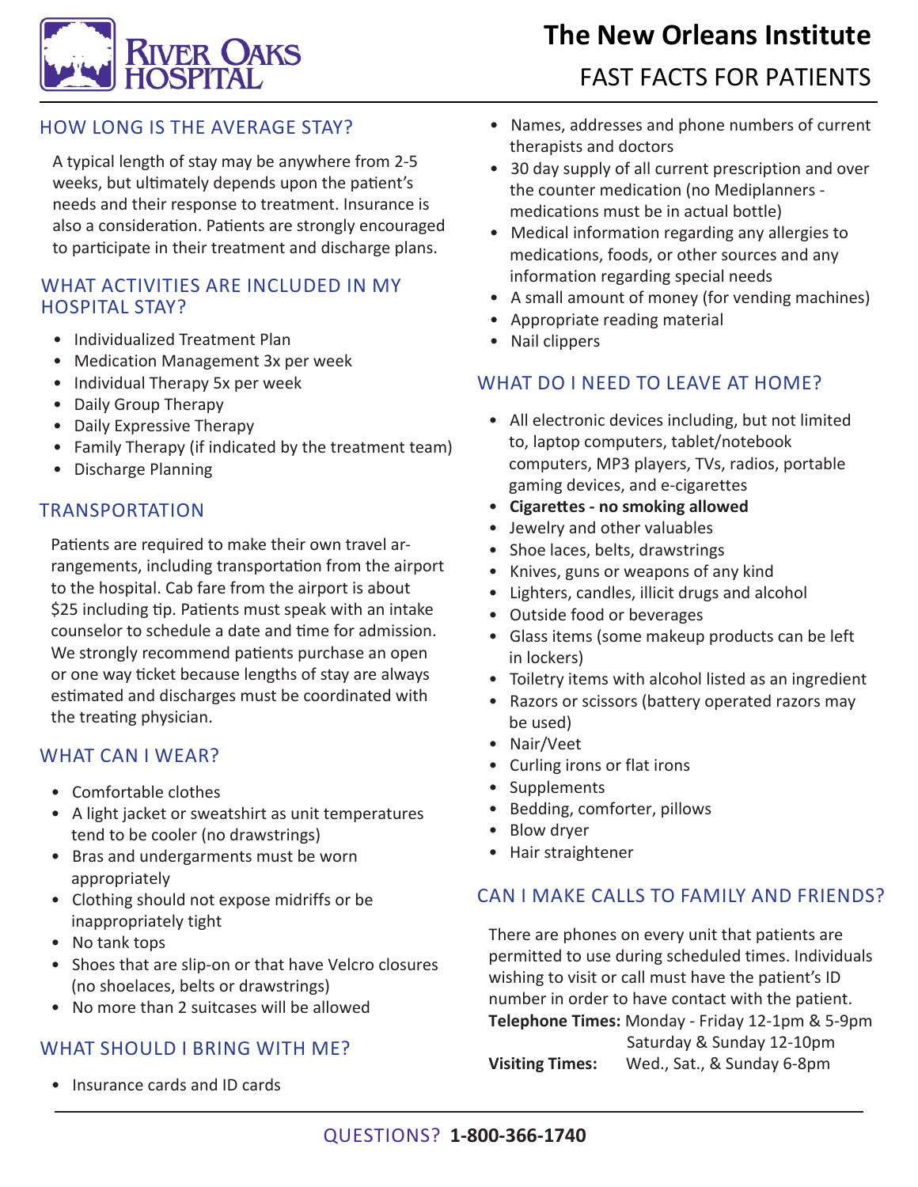# The New Orleans Institute

## FAST FACTS FOR PATIENTS

### HOW LONG IS THE AVERAGE STAY?

A typical length of stay may be anywhere from 2-5 weeks, but ultimately depends upon the patient's needs and their response to treatment. Insurance is also a consideration. Patients are strongly encouraged to participate in their treatment and discharge plans.

### WHAT ACTIVITIES ARE INCLUDED IN MY HOSPITAL STAY?

- Individualized Treatment Plan
- Medication Management 3x per week
- Individual Therapy 5x per week
- Daily Group Therapy
- Daily Expressive Therapy
- Family Therapy (if indicated by the treatment team)
- Discharge Planning

### TRANSPORTATION

Patients are required to make their own travel arrangements, including transportation from the airport to the hospital. Cab fare from the airport is about $25 including tip. Patients must speak with an intake counselor to schedule a date and time for admission. We strongly recommend patients purchase an open or one way ticket because lengths of stay are always estimated and discharges must be coordinated with the treating physician.

### WHAT CAN I WEAR?

- Comfortable clothes
- A light jacket or sweatshirt as unit temperatures tend to be cooler (no drawstrings)
- Bras and undergarments must be worn appropriately
- Clothing should not expose midriffs or be inappropriately tight
- No tank tops
- Shoes that are slip-on or that have Velcro closures (no shoelaces, belts or drawstrings)
- No more than 2 suitcases will be allowed

### WHAT SHOULD I BRING WITH ME?

- Insurance cards and ID cards
- Names, addresses and phone numbers of current therapists and doctors
- 30 day supply of all current prescription and over the counter medication (no Mediplanners - medications must be in actual bottle)
- Medical information regarding any allergies to medications, foods, or other sources and any information regarding special needs
- A small amount of money (for vending machines)
- Appropriate reading material
- Nail clippers

### WHAT DO I NEED TO LEAVE AT HOME?

- All electronic devices including, but not limited to, laptop computers, tablet/notebook computers, MP3 players, TVs, radios, portable gaming devices, and e-cigarettes
- **Cigarettes - no smoking allowed**
- Jewelry and other valuables
- Shoe laces, belts, drawstrings
- Knives, guns or weapons of any kind
- Lighters, candles, illicit drugs and alcohol
- Outside food or beverages
- Glass items (some makeup products can be left in lockers)
- Toiletry items with alcohol listed as an ingredient
- Razors or scissors (battery operated razors may be used)
- Nair/Veet
- Curling irons or flat irons
- Supplements
- Bedding, comforter, pillows
- Blow dryer
- Hair straightener

### CAN I MAKE CALLS TO FAMILY AND FRIENDS?

There are phones on every unit that patients are permitted to use during scheduled times. Individuals wishing to visit or call must have the patient's ID number in order to have contact with the patient.

**Telephone Times:** Monday - Friday 12-1pm & 5-9pm
Saturday & Sunday 12-10pm

**Visiting Times:** Wed., Sat., & Sunday 6-8pm

QUESTIONS? **1-800-366-1740**